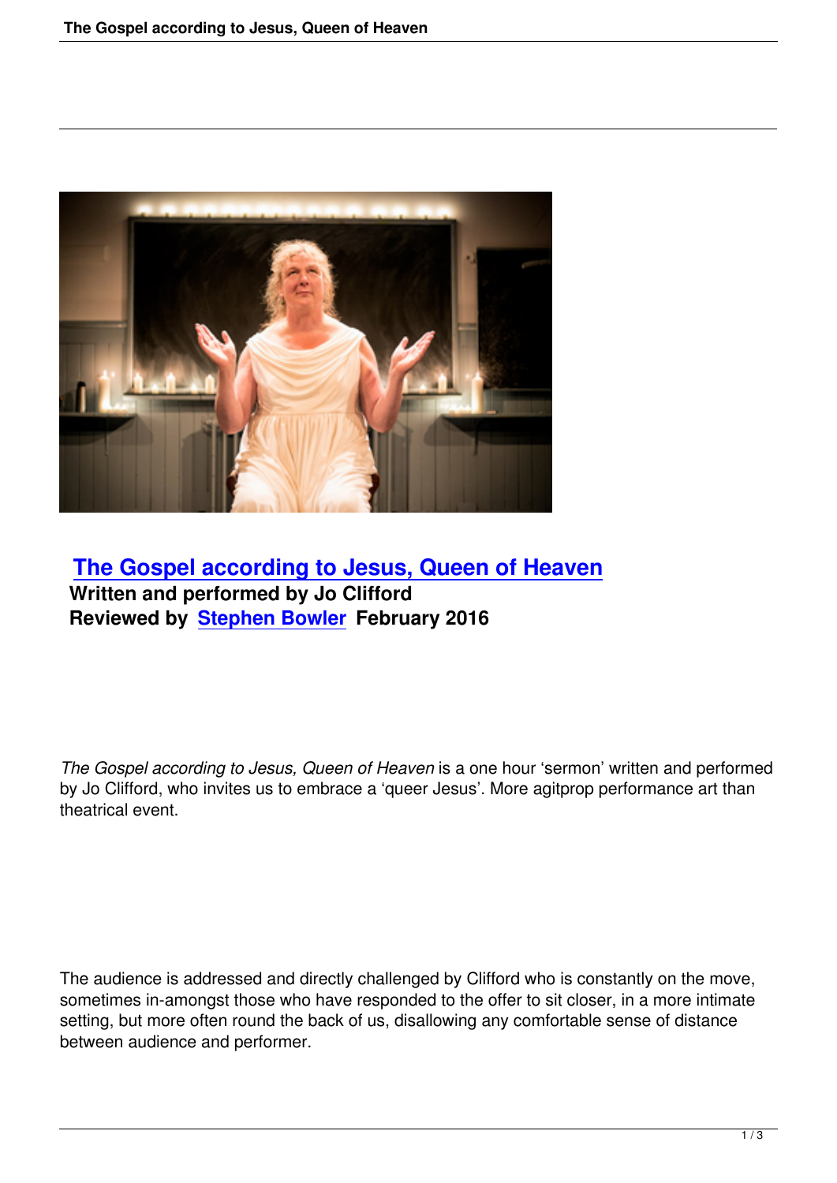## The Gospel according to Jesus, Queen of Heaven

**Written and performed by Jo Clifford**
**Reviewed by Stephen Bowler February 2016**

*The Gospel according to Jesus, Queen of Heaven* is a one hour 'sermon' written and performed by Jo Clifford, who invites us to embrace a 'queer Jesus'. More agitprop performance art than theatrical event.

The audience is addressed and directly challenged by Clifford who is constantly on the move, sometimes in-amongst those who have responded to the offer to sit closer, in a more intimate setting, but more often round the back of us, disallowing any comfortable sense of distance between audience and performer.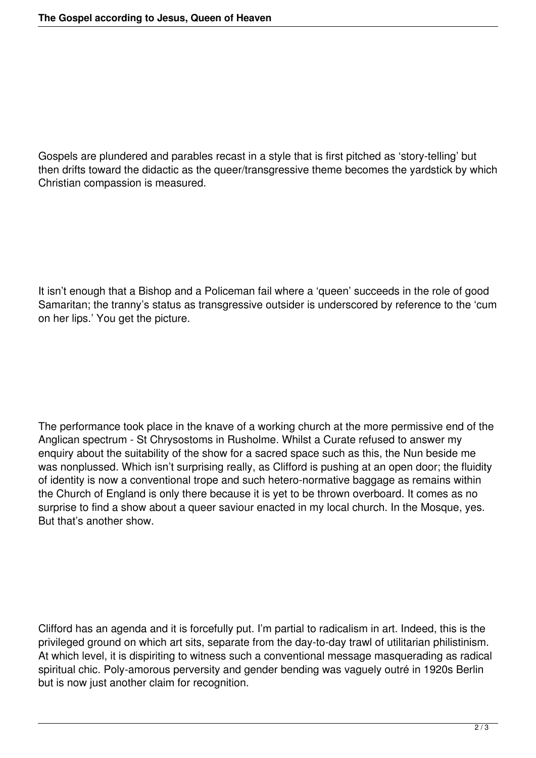Gospels are plundered and parables recast in a style that is first pitched as 'story-telling' but then drifts toward the didactic as the queer/transgressive theme becomes the yardstick by which Christian compassion is measured.

It isn't enough that a Bishop and a Policeman fail where a 'queen' succeeds in the role of good Samaritan; the tranny's status as transgressive outsider is underscored by reference to the 'cum on her lips.' You get the picture.

The performance took place in the knave of a working church at the more permissive end of the Anglican spectrum - St Chrysostoms in Rusholme. Whilst a Curate refused to answer my enquiry about the suitability of the show for a sacred space such as this, the Nun beside me was nonplussed. Which isn't surprising really, as Clifford is pushing at an open door; the fluidity of identity is now a conventional trope and such hetero-normative baggage as remains within the Church of England is only there because it is yet to be thrown overboard. It comes as no surprise to find a show about a queer saviour enacted in my local church. In the Mosque, yes. But that's another show.

Clifford has an agenda and it is forcefully put. I'm partial to radicalism in art. Indeed, this is the privileged ground on which art sits, separate from the day-to-day trawl of utilitarian philistinism. At which level, it is dispiriting to witness such a conventional message masquerading as radical spiritual chic. Poly-amorous perversity and gender bending was vaguely outré in 1920s Berlin but is now just another claim for recognition.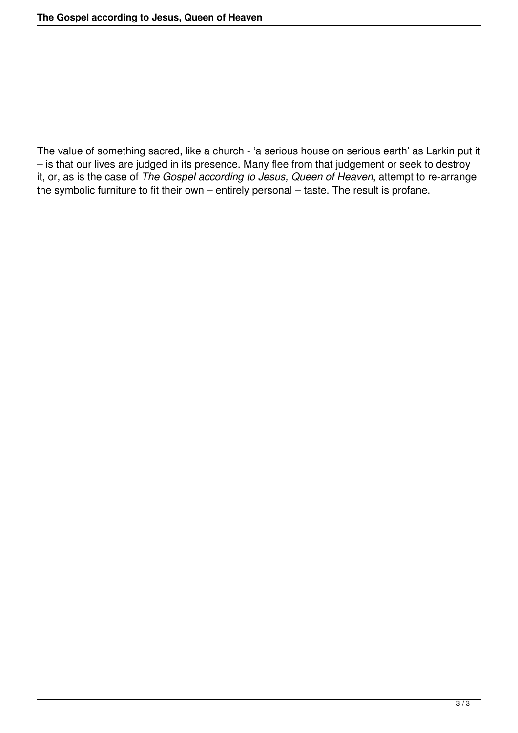The value of something sacred, like a church - 'a serious house on serious earth' as Larkin put it – is that our lives are judged in its presence. Many flee from that judgement or seek to destroy it, or, as is the case of *The Gospel according to Jesus, Queen of Heaven*, attempt to re-arrange the symbolic furniture to fit their own – entirely personal – taste. The result is profane.